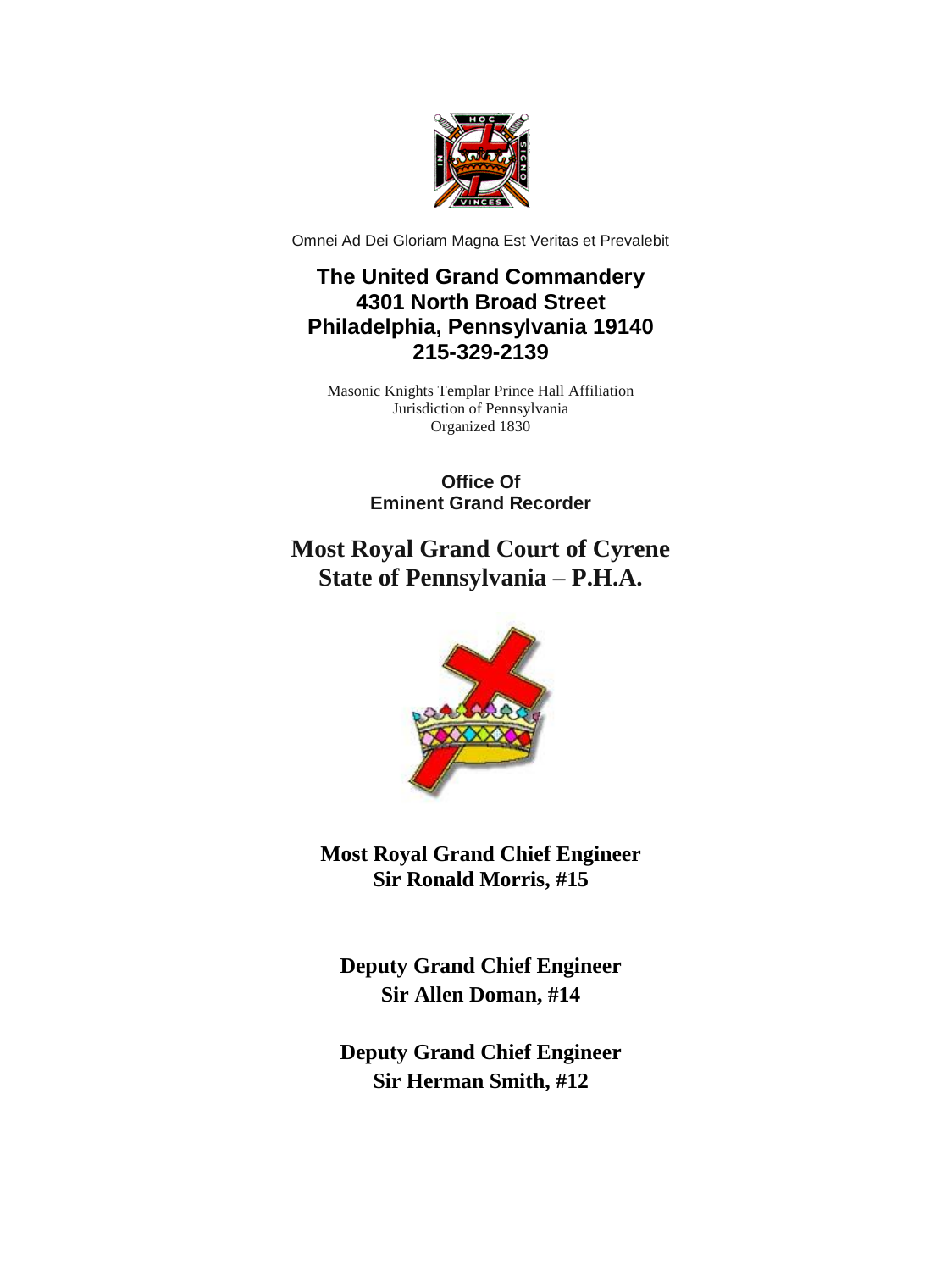Omnei Ad Dei Gloriam Magna Est Veritas et Prevalebit

# The United Grand Commandery
# 4301 North Broad Street
# Philadelphia, Pennsylvania 19140
# 215-329-2139

Masonic Knights Templar Prince Hall Affiliation
Jurisdiction of Pennsylvania
Organized 1830

**Office Of**
**Eminent Grand Recorder**

## Most Royal Grand Court of Cyrene
## State of Pennsylvania – P.H.A.

**Most Royal Grand Chief Engineer**
**Sir Ronald Morris, #15**

**Deputy Grand Chief Engineer**
**Sir Allen Doman, #14**

**Deputy Grand Chief Engineer**
**Sir Herman Smith, #12**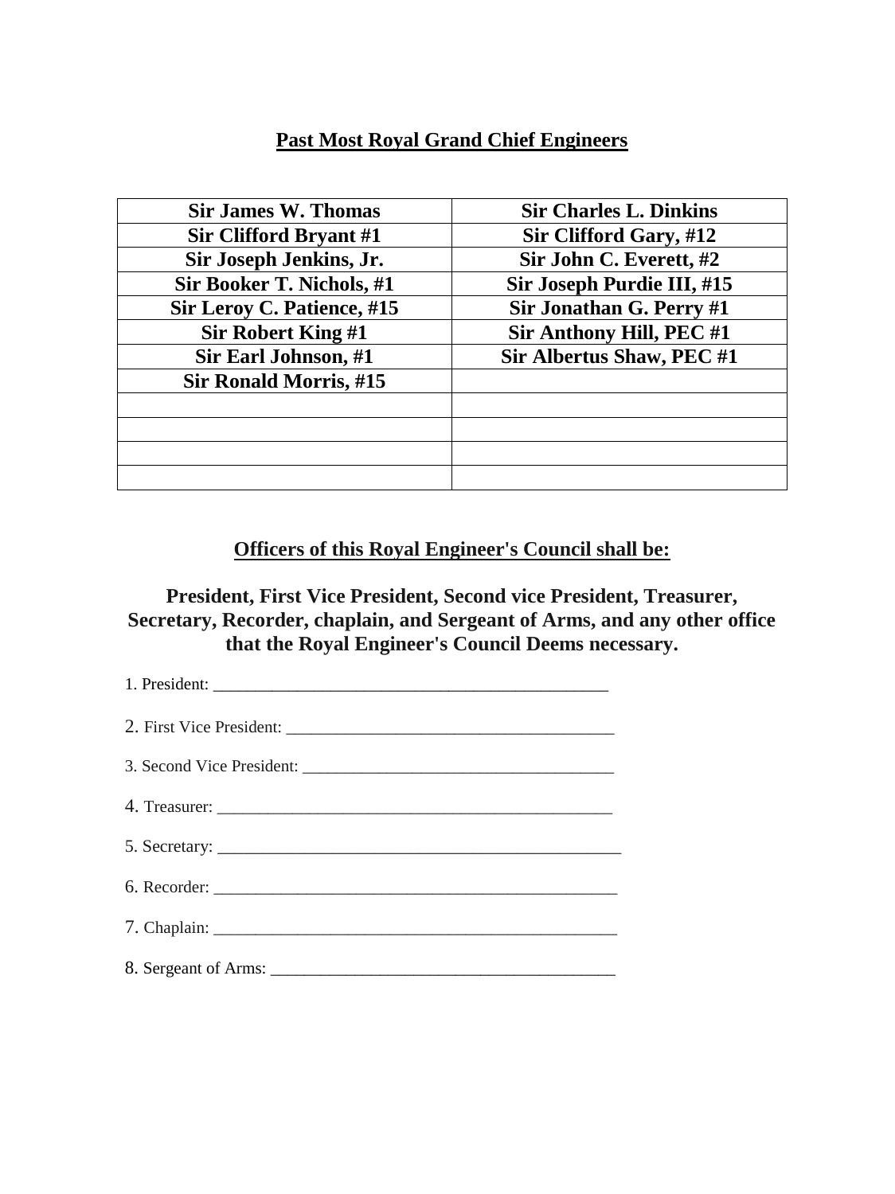## Past Most Royal Grand Chief Engineers

| | |
|---|---|
| **Sir James W. Thomas** | **Sir Charles L. Dinkins** |
| **Sir Clifford Bryant #1** | **Sir Clifford Gary, #12** |
| **Sir Joseph Jenkins, Jr.** | **Sir John C. Everett, #2** |
| **Sir Booker T. Nichols, #1** | **Sir Joseph Purdie III, #15** |
| **Sir Leroy C. Patience, #15** | **Sir Jonathan G. Perry #1** |
| **Sir Robert King #1** | **Sir Anthony Hill, PEC #1** |
| **Sir Earl Johnson, #1** | **Sir Albertus Shaw, PEC #1** |
| **Sir Ronald Morris, #15** | |
| | |
| | |
| | |
| | |

## Officers of this Royal Engineer's Council shall be:

**President, First Vice President, Second vice President, Treasurer, Secretary, Recorder, chaplain, and Sergeant of Arms, and any other office that the Royal Engineer's Council Deems necessary.**

1. President: ______________________________________________

2. First Vice President: ______________________________________

3. Second Vice President: ____________________________________

4. Treasurer: _____________________________________________

5. Secretary: ______________________________________________

6. Recorder: ______________________________________________

7. Chaplain: ______________________________________________

8. Sergeant of Arms: _______________________________________